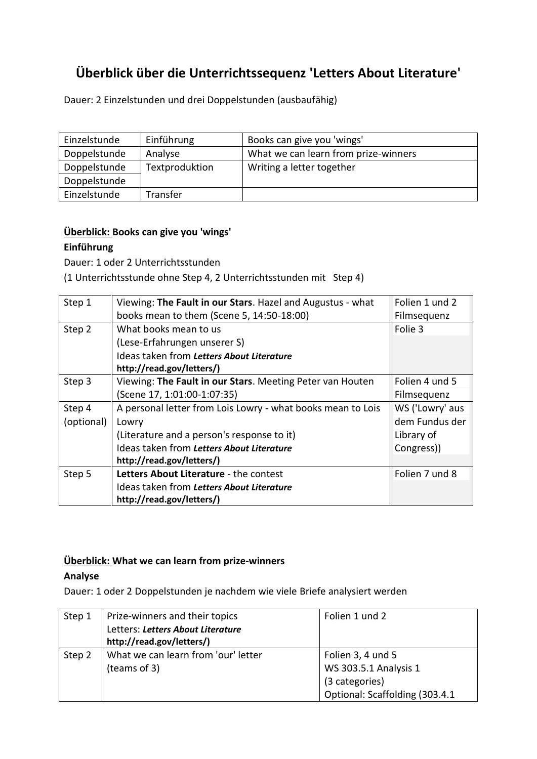# Überblick über die Unterrichtssequenz 'Letters About Literature'

Dauer: 2 Einzelstunden und drei Doppelstunden (ausbaufähig)

| | | |
|---|---|---|
| Einzelstunde | Einführung | Books can give you 'wings' |
| Doppelstunde | Analyse | What we can learn from prize-winners |
| Doppelstunde | Textproduktion | Writing a letter together |
| Doppelstunde | | |
| Einzelstunde | Transfer | |

**Überblick: Books can give you 'wings'**

**Einführung**

Dauer: 1 oder 2 Unterrichtsstunden

(1 Unterrichtsstunde ohne Step 4, 2 Unterrichtsstunden mit Step 4)

| | | |
|---|---|---|
| Step 1 | Viewing: **The Fault in our Stars**. Hazel and Augustus - what books mean to them (Scene 5, 14:50-18:00) | Folien 1 und 2 Filmsequenz |
| Step 2 | What books mean to us<br>(Lese-Erfahrungen unserer S)<br>Ideas taken from ***Letters About Literature*** **http://read.gov/letters/)** | Folie 3 |
| Step 3 | Viewing: **The Fault in our Stars**. Meeting Peter van Houten (Scene 17, 1:01:00-1:07:35) | Folien 4 und 5 Filmsequenz |
| Step 4 (optional) | A personal letter from Lois Lowry - what books mean to Lois Lowry<br>(Literature and a person's response to it)<br>Ideas taken from ***Letters About Literature*** **http://read.gov/letters/)** | WS ('Lowry' aus dem Fundus der Library of Congress)) |
| Step 5 | **Letters About Literature** - the contest<br>Ideas taken from ***Letters About Literature*** **http://read.gov/letters/)** | Folien 7 und 8 |

**Überblick: What we can learn from prize-winners**

**Analyse**

Dauer: 1 oder 2 Doppelstunden je nachdem wie viele Briefe analysiert werden

| | | |
|---|---|---|
| Step 1 | Prize-winners and their topics<br>Letters: ***Letters About Literature*** **http://read.gov/letters/)** | Folien 1 und 2 |
| Step 2 | What we can learn from 'our' letter<br>(teams of 3) | Folien 3, 4 und 5<br>WS 303.5.1 Analysis 1<br>(3 categories)<br>Optional: Scaffolding (303.4.1 |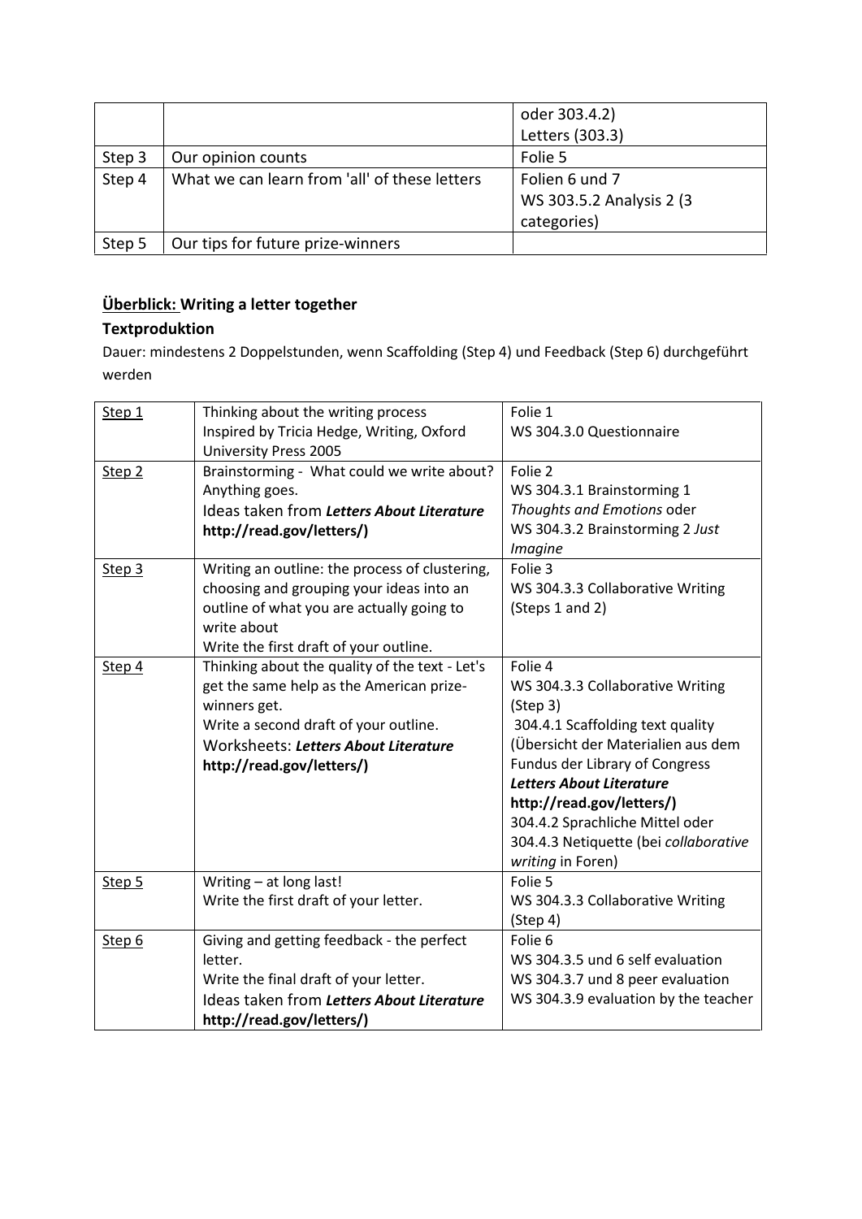|  |  | oder 303.4.2)<br>Letters (303.3) |
|---|---|---|
| Step 3 | Our opinion counts | Folie 5 |
| Step 4 | What we can learn from 'all' of these letters | Folien 6 und 7<br>WS 303.5.2 Analysis 2 (3 categories) |
| Step 5 | Our tips for future prize-winners |  |

**Überblick: Writing a letter together**

**Textproduktion**

Dauer: mindestens 2 Doppelstunden, wenn Scaffolding (Step 4) und Feedback (Step 6) durchgeführt werden

| Step 1 | Thinking about the writing process<br>Inspired by Tricia Hedge, Writing, Oxford University Press 2005 | Folie 1<br>WS 304.3.0 Questionnaire |
|---|---|---|
| Step 2 | Brainstorming - What could we write about? Anything goes.<br>Ideas taken from ***Letters About Literature*** **http://read.gov/letters/)** | Folie 2<br>WS 304.3.1 Brainstorming 1 *Thoughts and Emotions* oder<br>WS 304.3.2 Brainstorming 2 *Just Imagine* |
| Step 3 | Writing an outline: the process of clustering, choosing and grouping your ideas into an outline of what you are actually going to write about<br>Write the first draft of your outline. | Folie 3<br>WS 304.3.3 Collaborative Writing (Steps 1 and 2) |
| Step 4 | Thinking about the quality of the text - Let's get the same help as the American prize-winners get.<br>Write a second draft of your outline.<br>Worksheets: ***Letters About Literature*** **http://read.gov/letters/)** | Folie 4<br>WS 304.3.3 Collaborative Writing (Step 3)<br>304.4.1 Scaffolding text quality (Übersicht der Materialien aus dem Fundus der Library of Congress ***Letters About Literature*** **http://read.gov/letters/)**<br>304.4.2 Sprachliche Mittel oder<br>304.4.3 Netiquette (bei *collaborative writing* in Foren) |
| Step 5 | Writing – at long last!<br>Write the first draft of your letter. | Folie 5<br>WS 304.3.3 Collaborative Writing (Step 4) |
| Step 6 | Giving and getting feedback - the perfect letter.<br>Write the final draft of your letter.<br>Ideas taken from ***Letters About Literature*** **http://read.gov/letters/)** | Folie 6<br>WS 304.3.5 und 6 self evaluation<br>WS 304.3.7 und 8 peer evaluation<br>WS 304.3.9 evaluation by the teacher |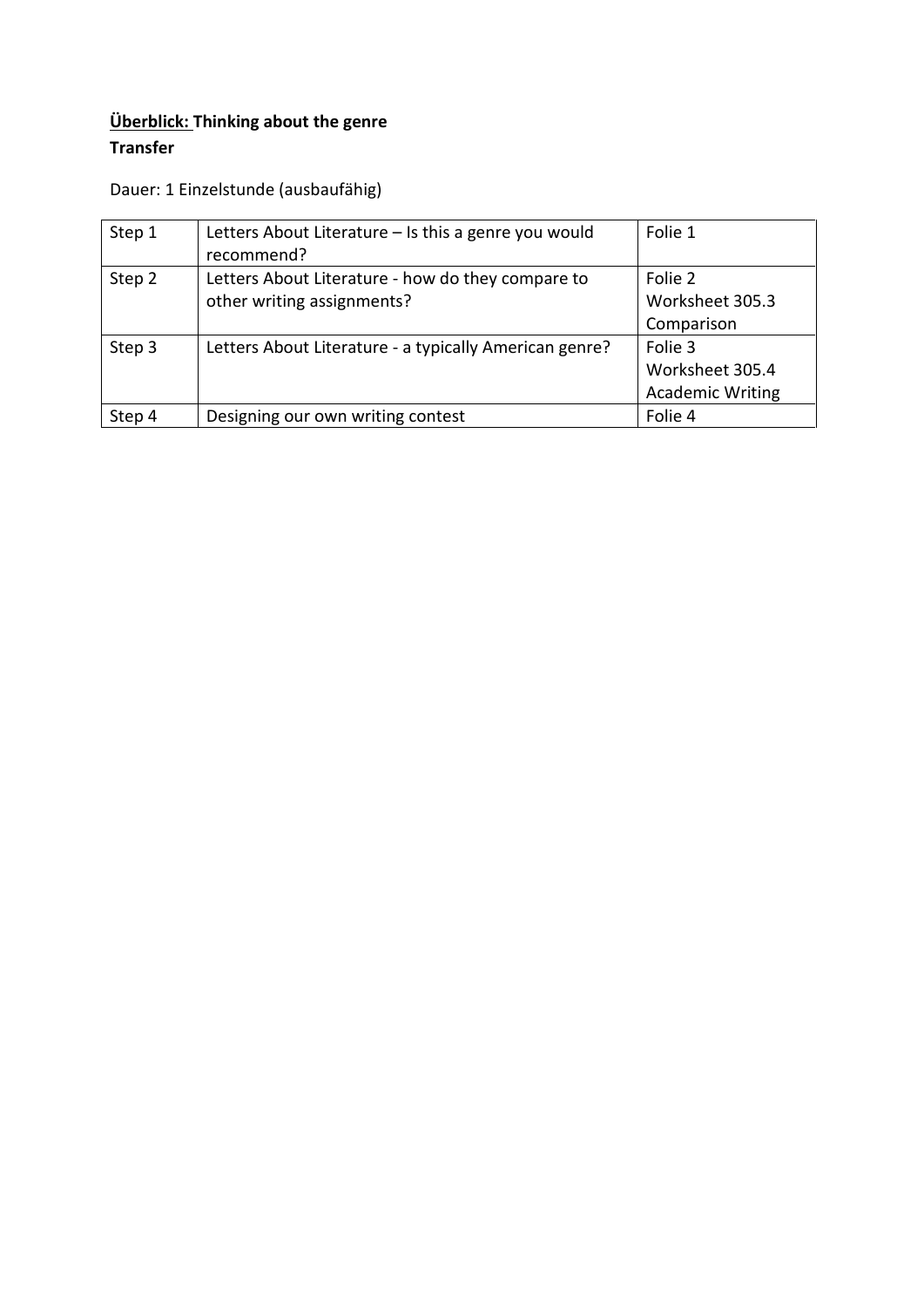**<u>Überblick:</u> Thinking about the genre**
**Transfer**

Dauer: 1 Einzelstunde (ausbaufähig)

| | | |
|---|---|---|
| Step 1 | Letters About Literature – Is this a genre you would recommend? | Folie 1 |
| Step 2 | Letters About Literature - how do they compare to other writing assignments? | Folie 2<br>Worksheet 305.3 Comparison |
| Step 3 | Letters About Literature - a typically American genre? | Folie 3<br>Worksheet 305.4 Academic Writing |
| Step 4 | Designing our own writing contest | Folie 4 |